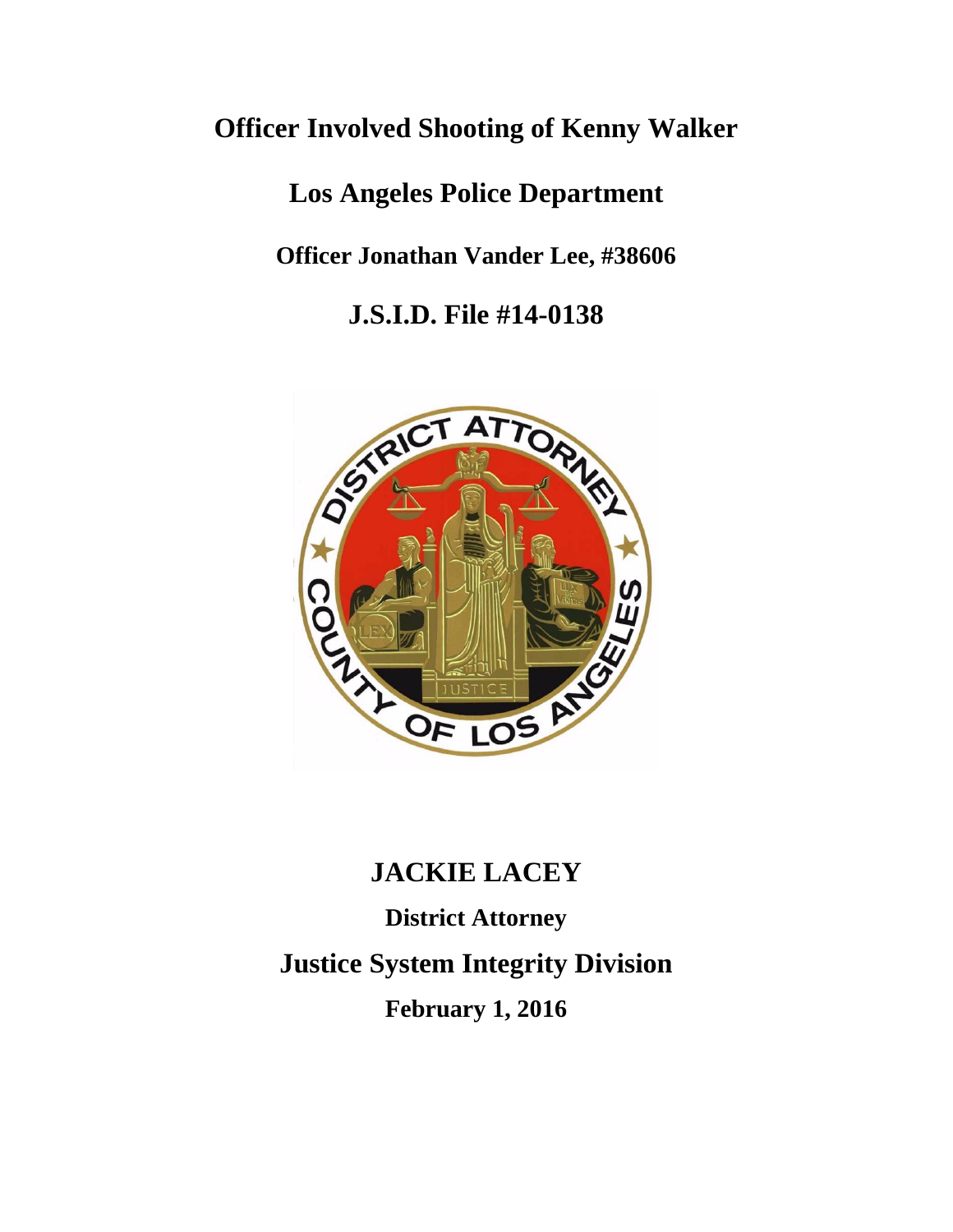# Officer Involved Shooting of Kenny Walker

## Los Angeles Police Department

### Officer Jonathan Vander Lee, #38606

## J.S.I.D. File #14-0138

## JACKIE LACEY

**District Attorney**

## Justice System Integrity Division

**February 1, 2016**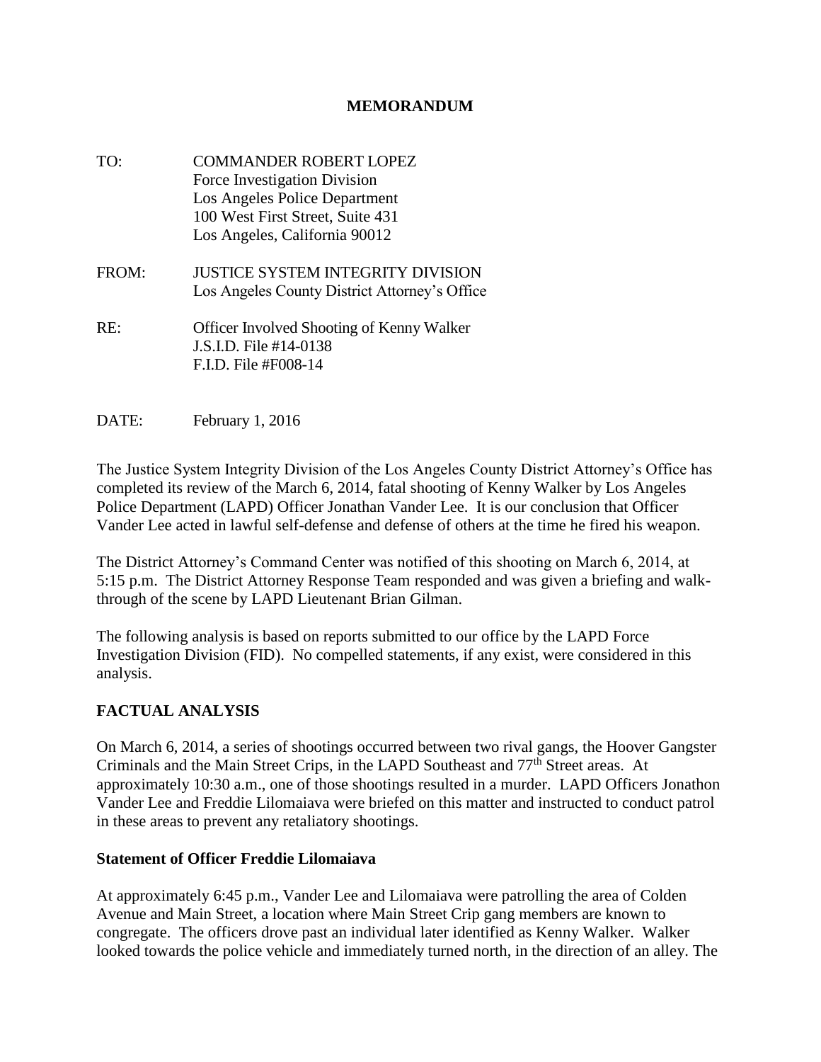# MEMORANDUM

TO: COMMANDER ROBERT LOPEZ
Force Investigation Division
Los Angeles Police Department
100 West First Street, Suite 431
Los Angeles, California 90012

FROM: JUSTICE SYSTEM INTEGRITY DIVISION
Los Angeles County District Attorney's Office

RE: Officer Involved Shooting of Kenny Walker
J.S.I.D. File #14-0138
F.I.D. File #F008-14

DATE: February 1, 2016

The Justice System Integrity Division of the Los Angeles County District Attorney's Office has completed its review of the March 6, 2014, fatal shooting of Kenny Walker by Los Angeles Police Department (LAPD) Officer Jonathan Vander Lee. It is our conclusion that Officer Vander Lee acted in lawful self-defense and defense of others at the time he fired his weapon.

The District Attorney's Command Center was notified of this shooting on March 6, 2014, at 5:15 p.m. The District Attorney Response Team responded and was given a briefing and walk-through of the scene by LAPD Lieutenant Brian Gilman.

The following analysis is based on reports submitted to our office by the LAPD Force Investigation Division (FID). No compelled statements, if any exist, were considered in this analysis.

## FACTUAL ANALYSIS

On March 6, 2014, a series of shootings occurred between two rival gangs, the Hoover Gangster Criminals and the Main Street Crips, in the LAPD Southeast and 77th Street areas. At approximately 10:30 a.m., one of those shootings resulted in a murder. LAPD Officers Jonathon Vander Lee and Freddie Lilomaiava were briefed on this matter and instructed to conduct patrol in these areas to prevent any retaliatory shootings.

### Statement of Officer Freddie Lilomaiava

At approximately 6:45 p.m., Vander Lee and Lilomaiava were patrolling the area of Colden Avenue and Main Street, a location where Main Street Crip gang members are known to congregate. The officers drove past an individual later identified as Kenny Walker. Walker looked towards the police vehicle and immediately turned north, in the direction of an alley. The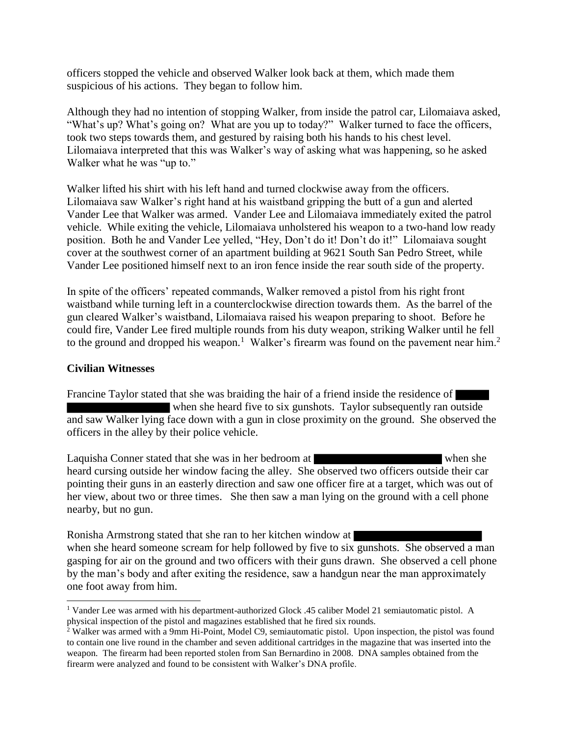officers stopped the vehicle and observed Walker look back at them, which made them suspicious of his actions. They began to follow him.

Although they had no intention of stopping Walker, from inside the patrol car, Lilomaiava asked, "What's up? What's going on? What are you up to today?" Walker turned to face the officers, took two steps towards them, and gestured by raising both his hands to his chest level. Lilomaiava interpreted that this was Walker's way of asking what was happening, so he asked Walker what he was "up to."

Walker lifted his shirt with his left hand and turned clockwise away from the officers. Lilomaiava saw Walker's right hand at his waistband gripping the butt of a gun and alerted Vander Lee that Walker was armed. Vander Lee and Lilomaiava immediately exited the patrol vehicle. While exiting the vehicle, Lilomaiava unholstered his weapon to a two-hand low ready position. Both he and Vander Lee yelled, "Hey, Don't do it! Don't do it!" Lilomaiava sought cover at the southwest corner of an apartment building at 9621 South San Pedro Street, while Vander Lee positioned himself next to an iron fence inside the rear south side of the property.

In spite of the officers' repeated commands, Walker removed a pistol from his right front waistband while turning left in a counterclockwise direction towards them. As the barrel of the gun cleared Walker's waistband, Lilomaiava raised his weapon preparing to shoot. Before he could fire, Vander Lee fired multiple rounds from his duty weapon, striking Walker until he fell to the ground and dropped his weapon.[1] Walker's firearm was found on the pavement near him.[2]

**Civilian Witnesses**

Francine Taylor stated that she was braiding the hair of a friend inside the residence of ██████ ████████████████ when she heard five to six gunshots. Taylor subsequently ran outside and saw Walker lying face down with a gun in close proximity on the ground. She observed the officers in the alley by their police vehicle.

Laquisha Conner stated that she was in her bedroom at ████████████████████ when she heard cursing outside her window facing the alley. She observed two officers outside their car pointing their guns in an easterly direction and saw one officer fire at a target, which was out of her view, about two or three times. She then saw a man lying on the ground with a cell phone nearby, but no gun.

Ronisha Armstrong stated that she ran to her kitchen window at ████████████████████ when she heard someone scream for help followed by five to six gunshots. She observed a man gasping for air on the ground and two officers with their guns drawn. She observed a cell phone by the man's body and after exiting the residence, saw a handgun near the man approximately one foot away from him.

---

[1] Vander Lee was armed with his department-authorized Glock .45 caliber Model 21 semiautomatic pistol. A physical inspection of the pistol and magazines established that he fired six rounds.

[2] Walker was armed with a 9mm Hi-Point, Model C9, semiautomatic pistol. Upon inspection, the pistol was found to contain one live round in the chamber and seven additional cartridges in the magazine that was inserted into the weapon. The firearm had been reported stolen from San Bernardino in 2008. DNA samples obtained from the firearm were analyzed and found to be consistent with Walker's DNA profile.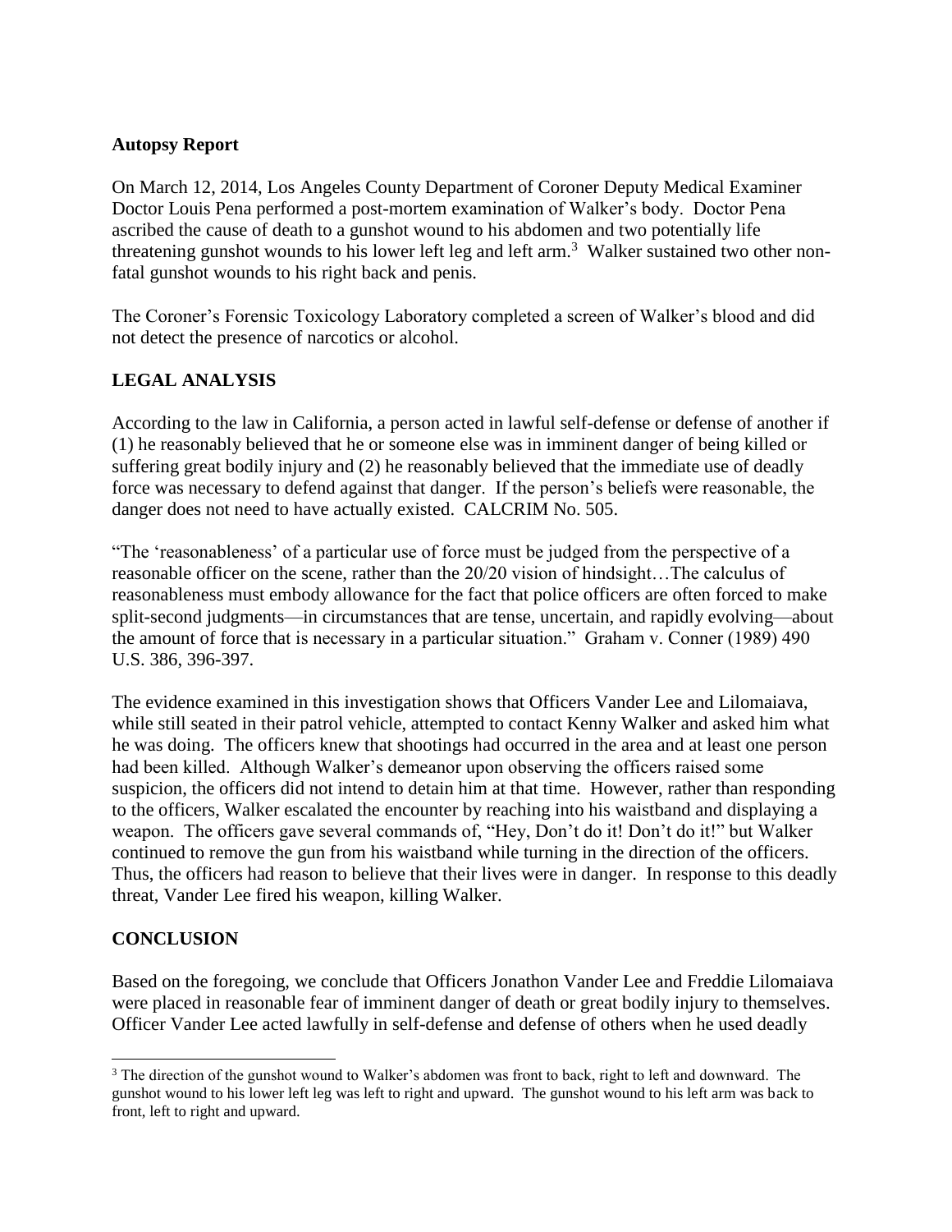**Autopsy Report**

On March 12, 2014, Los Angeles County Department of Coroner Deputy Medical Examiner Doctor Louis Pena performed a post-mortem examination of Walker's body. Doctor Pena ascribed the cause of death to a gunshot wound to his abdomen and two potentially life threatening gunshot wounds to his lower left leg and left arm.[3] Walker sustained two other non-fatal gunshot wounds to his right back and penis.

The Coroner's Forensic Toxicology Laboratory completed a screen of Walker's blood and did not detect the presence of narcotics or alcohol.

## LEGAL ANALYSIS

According to the law in California, a person acted in lawful self-defense or defense of another if (1) he reasonably believed that he or someone else was in imminent danger of being killed or suffering great bodily injury and (2) he reasonably believed that the immediate use of deadly force was necessary to defend against that danger. If the person's beliefs were reasonable, the danger does not need to have actually existed. CALCRIM No. 505.

"The 'reasonableness' of a particular use of force must be judged from the perspective of a reasonable officer on the scene, rather than the 20/20 vision of hindsight…The calculus of reasonableness must embody allowance for the fact that police officers are often forced to make split-second judgments—in circumstances that are tense, uncertain, and rapidly evolving—about the amount of force that is necessary in a particular situation." Graham v. Conner (1989) 490 U.S. 386, 396-397.

The evidence examined in this investigation shows that Officers Vander Lee and Lilomaiava, while still seated in their patrol vehicle, attempted to contact Kenny Walker and asked him what he was doing. The officers knew that shootings had occurred in the area and at least one person had been killed. Although Walker's demeanor upon observing the officers raised some suspicion, the officers did not intend to detain him at that time. However, rather than responding to the officers, Walker escalated the encounter by reaching into his waistband and displaying a weapon. The officers gave several commands of, "Hey, Don't do it! Don't do it!" but Walker continued to remove the gun from his waistband while turning in the direction of the officers. Thus, the officers had reason to believe that their lives were in danger. In response to this deadly threat, Vander Lee fired his weapon, killing Walker.

## CONCLUSION

Based on the foregoing, we conclude that Officers Jonathon Vander Lee and Freddie Lilomaiava were placed in reasonable fear of imminent danger of death or great bodily injury to themselves. Officer Vander Lee acted lawfully in self-defense and defense of others when he used deadly

---

[3] The direction of the gunshot wound to Walker's abdomen was front to back, right to left and downward. The gunshot wound to his lower left leg was left to right and upward. The gunshot wound to his left arm was back to front, left to right and upward.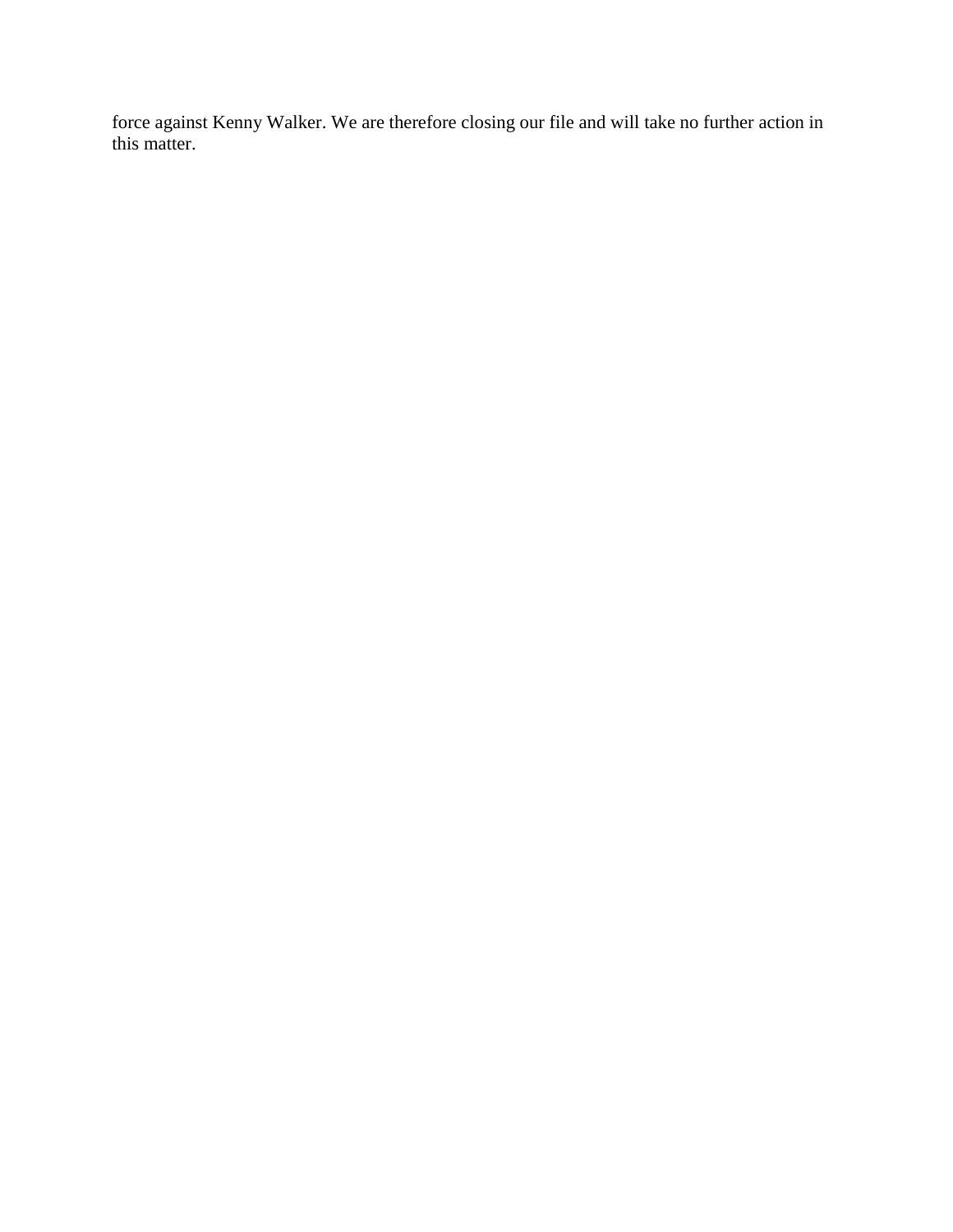force against Kenny Walker. We are therefore closing our file and will take no further action in this matter.